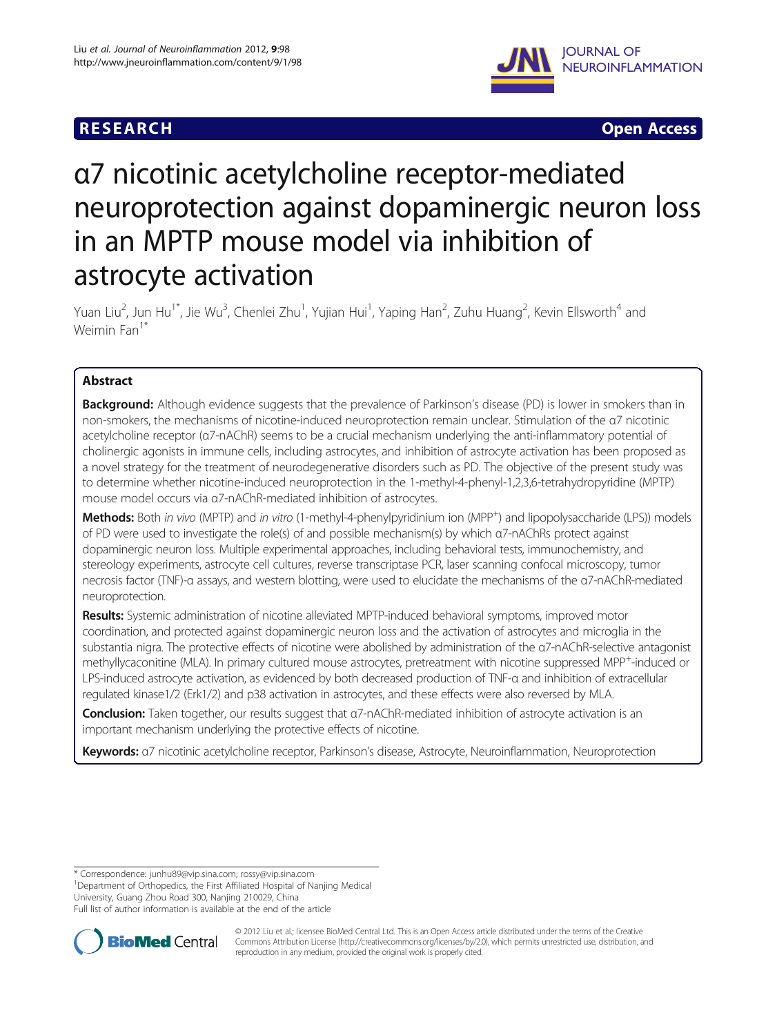RESEARCH Open Access

# α7 nicotinic acetylcholine receptor-mediated neuroprotection against dopaminergic neuron loss in an MPTP mouse model via inhibition of astrocyte activation

Yuan Liu[2], Jun Hu[1*], Jie Wu[3], Chenlei Zhu[1], Yujian Hui[1], Yaping Han[2], Zuhu Huang[2], Kevin Ellsworth[4] and Weimin Fan[1*]

## Abstract

**Background:** Although evidence suggests that the prevalence of Parkinson's disease (PD) is lower in smokers than in non-smokers, the mechanisms of nicotine-induced neuroprotection remain unclear. Stimulation of the α7 nicotinic acetylcholine receptor (α7-nAChR) seems to be a crucial mechanism underlying the anti-inflammatory potential of cholinergic agonists in immune cells, including astrocytes, and inhibition of astrocyte activation has been proposed as a novel strategy for the treatment of neurodegenerative disorders such as PD. The objective of the present study was to determine whether nicotine-induced neuroprotection in the 1-methyl-4-phenyl-1,2,3,6-tetrahydropyridine (MPTP) mouse model occurs via α7-nAChR-mediated inhibition of astrocytes.

**Methods:** Both *in vivo* (MPTP) and *in vitro* (1-methyl-4-phenylpyridinium ion ($MPP^+$) and lipopolysaccharide (LPS)) models of PD were used to investigate the role(s) of and possible mechanism(s) by which α7-nAChRs protect against dopaminergic neuron loss. Multiple experimental approaches, including behavioral tests, immunochemistry, and stereology experiments, astrocyte cell cultures, reverse transcriptase PCR, laser scanning confocal microscopy, tumor necrosis factor (TNF)-α assays, and western blotting, were used to elucidate the mechanisms of the α7-nAChR-mediated neuroprotection.

**Results:** Systemic administration of nicotine alleviated MPTP-induced behavioral symptoms, improved motor coordination, and protected against dopaminergic neuron loss and the activation of astrocytes and microglia in the substantia nigra. The protective effects of nicotine were abolished by administration of the α7-nAChR-selective antagonist methyllycaconitine (MLA). In primary cultured mouse astrocytes, pretreatment with nicotine suppressed $MPP^+$-induced or LPS-induced astrocyte activation, as evidenced by both decreased production of TNF-α and inhibition of extracellular regulated kinase1/2 (Erk1/2) and p38 activation in astrocytes, and these effects were also reversed by MLA.

**Conclusion:** Taken together, our results suggest that α7-nAChR-mediated inhibition of astrocyte activation is an important mechanism underlying the protective effects of nicotine.

**Keywords:** α7 nicotinic acetylcholine receptor, Parkinson's disease, Astrocyte, Neuroinflammation, Neuroprotection

\* Correspondence: junhu89@vip.sina.com; rossy@vip.sina.com
[1]Department of Orthopedics, the First Affiliated Hospital of Nanjing Medical University, Guang Zhou Road 300, Nanjing 210029, China
Full list of author information is available at the end of the article

© 2012 Liu et al.; licensee BioMed Central Ltd. This is an Open Access article distributed under the terms of the Creative Commons Attribution License (http://creativecommons.org/licenses/by/2.0), which permits unrestricted use, distribution, and reproduction in any medium, provided the original work is properly cited.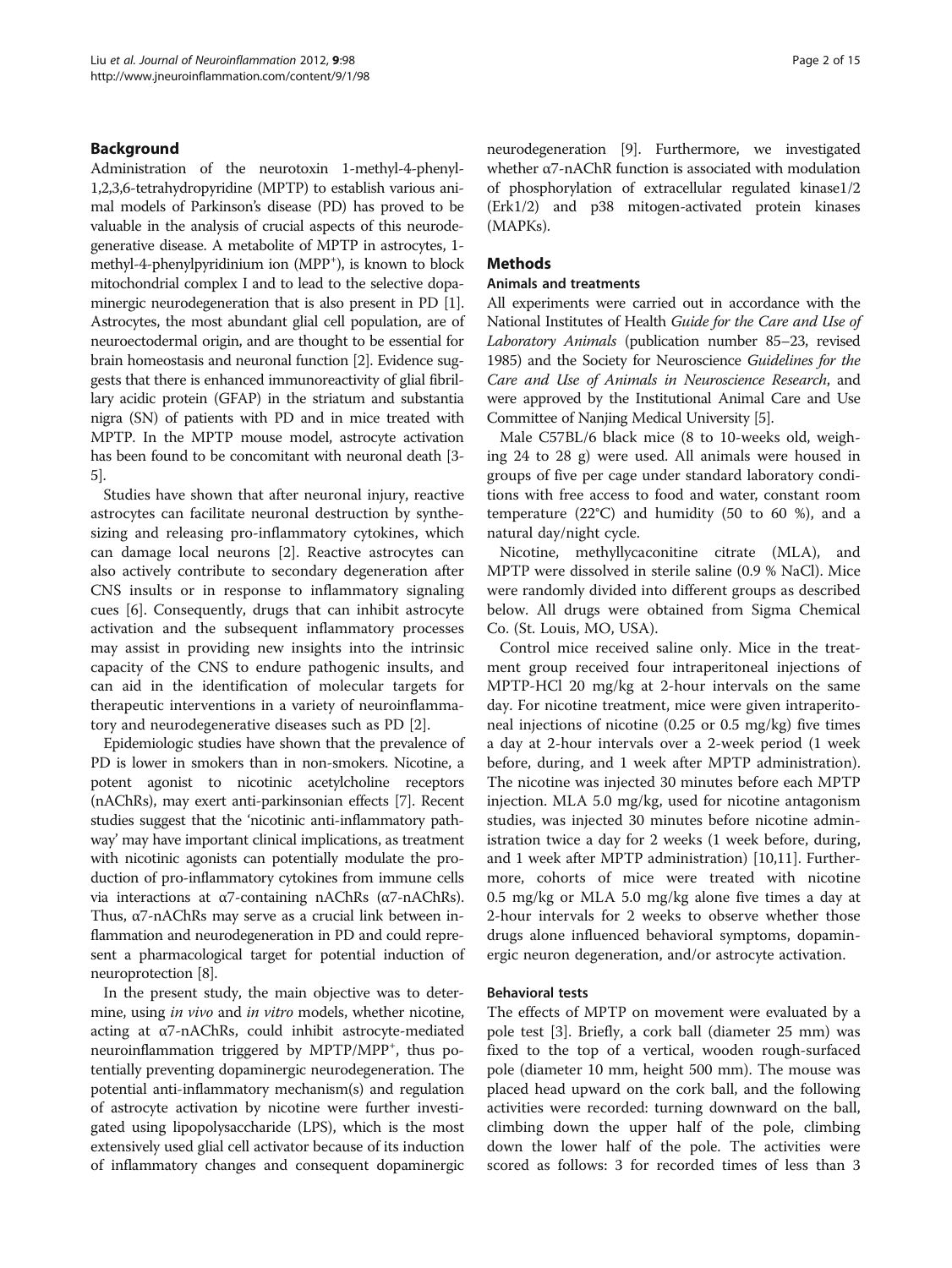## Background

Administration of the neurotoxin 1-methyl-4-phenyl-1,2,3,6-tetrahydropyridine (MPTP) to establish various animal models of Parkinson's disease (PD) has proved to be valuable in the analysis of crucial aspects of this neurodegenerative disease. A metabolite of MPTP in astrocytes, 1-methyl-4-phenylpyridinium ion ($MPP^+$), is known to block mitochondrial complex I and to lead to the selective dopaminergic neurodegeneration that is also present in PD [1]. Astrocytes, the most abundant glial cell population, are of neuroectodermal origin, and are thought to be essential for brain homeostasis and neuronal function [2]. Evidence suggests that there is enhanced immunoreactivity of glial fibrillary acidic protein (GFAP) in the striatum and substantia nigra (SN) of patients with PD and in mice treated with MPTP. In the MPTP mouse model, astrocyte activation has been found to be concomitant with neuronal death [3-5].

Studies have shown that after neuronal injury, reactive astrocytes can facilitate neuronal destruction by synthesizing and releasing pro-inflammatory cytokines, which can damage local neurons [2]. Reactive astrocytes can also actively contribute to secondary degeneration after CNS insults or in response to inflammatory signaling cues [6]. Consequently, drugs that can inhibit astrocyte activation and the subsequent inflammatory processes may assist in providing new insights into the intrinsic capacity of the CNS to endure pathogenic insults, and can aid in the identification of molecular targets for therapeutic interventions in a variety of neuroinflammatory and neurodegenerative diseases such as PD [2].

Epidemiologic studies have shown that the prevalence of PD is lower in smokers than in non-smokers. Nicotine, a potent agonist to nicotinic acetylcholine receptors (nAChRs), may exert anti-parkinsonian effects [7]. Recent studies suggest that the 'nicotinic anti-inflammatory pathway' may have important clinical implications, as treatment with nicotinic agonists can potentially modulate the production of pro-inflammatory cytokines from immune cells via interactions at α7-containing nAChRs (α7-nAChRs). Thus, α7-nAChRs may serve as a crucial link between inflammation and neurodegeneration in PD and could represent a pharmacological target for potential induction of neuroprotection [8].

In the present study, the main objective was to determine, using *in vivo* and *in vitro* models, whether nicotine, acting at α7-nAChRs, could inhibit astrocyte-mediated neuroinflammation triggered by MPTP/$MPP^+$, thus potentially preventing dopaminergic neurodegeneration. The potential anti-inflammatory mechanism(s) and regulation of astrocyte activation by nicotine were further investigated using lipopolysaccharide (LPS), which is the most extensively used glial cell activator because of its induction of inflammatory changes and consequent dopaminergic neurodegeneration [9]. Furthermore, we investigated whether α7-nAChR function is associated with modulation of phosphorylation of extracellular regulated kinase1/2 (Erk1/2) and p38 mitogen-activated protein kinases (MAPKs).

## Methods

### Animals and treatments

All experiments were carried out in accordance with the National Institutes of Health *Guide for the Care and Use of Laboratory Animals* (publication number 85–23, revised 1985) and the Society for Neuroscience *Guidelines for the Care and Use of Animals in Neuroscience Research*, and were approved by the Institutional Animal Care and Use Committee of Nanjing Medical University [5].

Male C57BL/6 black mice (8 to 10-weeks old, weighing 24 to 28 g) were used. All animals were housed in groups of five per cage under standard laboratory conditions with free access to food and water, constant room temperature (22°C) and humidity (50 to 60 %), and a natural day/night cycle.

Nicotine, methyllycaconitine citrate (MLA), and MPTP were dissolved in sterile saline (0.9 % NaCl). Mice were randomly divided into different groups as described below. All drugs were obtained from Sigma Chemical Co. (St. Louis, MO, USA).

Control mice received saline only. Mice in the treatment group received four intraperitoneal injections of MPTP-HCl 20 mg/kg at 2-hour intervals on the same day. For nicotine treatment, mice were given intraperitoneal injections of nicotine (0.25 or 0.5 mg/kg) five times a day at 2-hour intervals over a 2-week period (1 week before, during, and 1 week after MPTP administration). The nicotine was injected 30 minutes before each MPTP injection. MLA 5.0 mg/kg, used for nicotine antagonism studies, was injected 30 minutes before nicotine administration twice a day for 2 weeks (1 week before, during, and 1 week after MPTP administration) [10,11]. Furthermore, cohorts of mice were treated with nicotine 0.5 mg/kg or MLA 5.0 mg/kg alone five times a day at 2-hour intervals for 2 weeks to observe whether those drugs alone influenced behavioral symptoms, dopaminergic neuron degeneration, and/or astrocyte activation.

### Behavioral tests

The effects of MPTP on movement were evaluated by a pole test [3]. Briefly, a cork ball (diameter 25 mm) was fixed to the top of a vertical, wooden rough-surfaced pole (diameter 10 mm, height 500 mm). The mouse was placed head upward on the cork ball, and the following activities were recorded: turning downward on the ball, climbing down the upper half of the pole, climbing down the lower half of the pole. The activities were scored as follows: 3 for recorded times of less than 3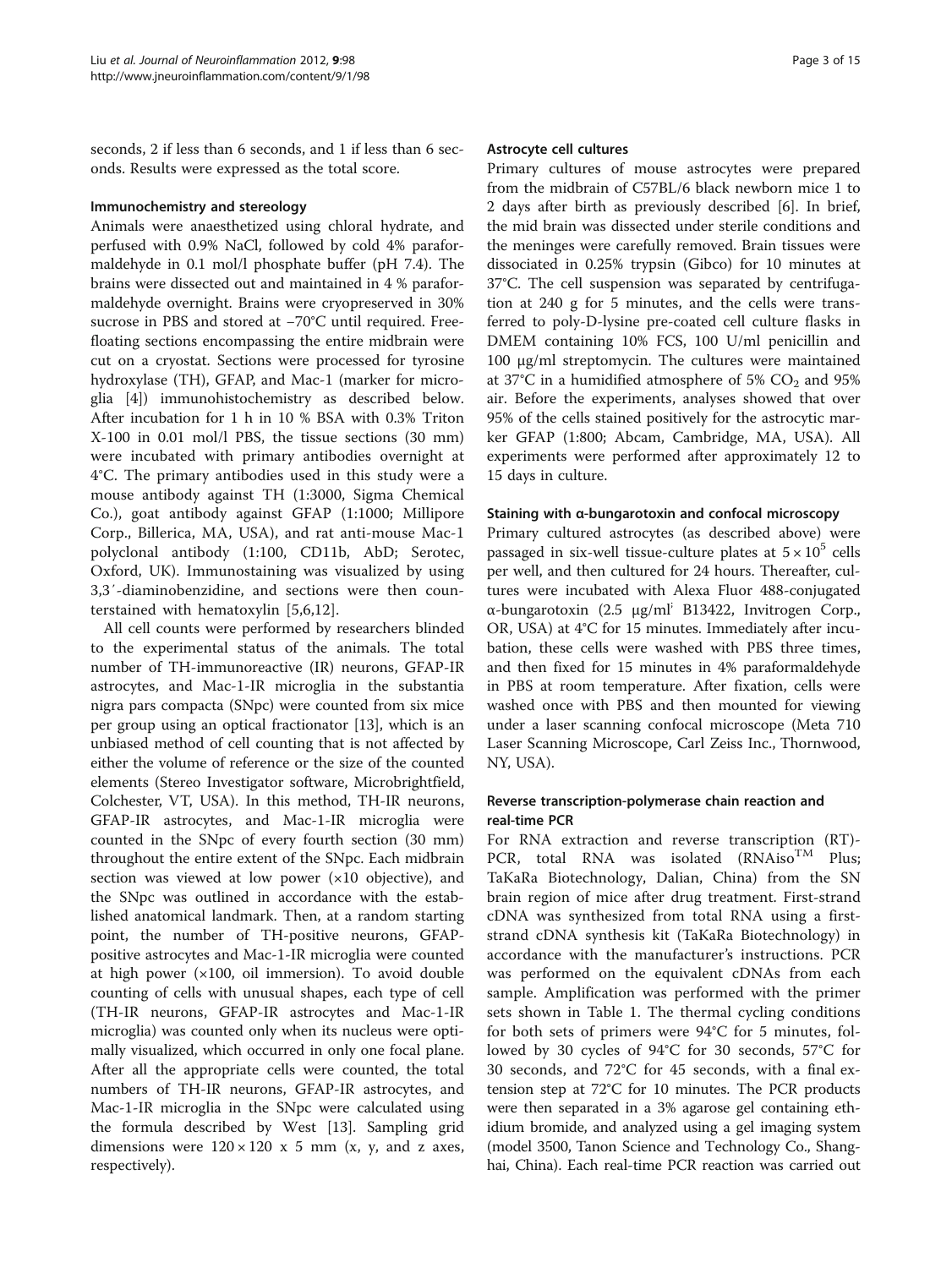seconds, 2 if less than 6 seconds, and 1 if less than 6 seconds. Results were expressed as the total score.

### Immunochemistry and stereology

Animals were anaesthetized using chloral hydrate, and perfused with 0.9% NaCl, followed by cold 4% paraformaldehyde in 0.1 mol/l phosphate buffer (pH 7.4). The brains were dissected out and maintained in 4 % paraformaldehyde overnight. Brains were cryopreserved in 30% sucrose in PBS and stored at −70°C until required. Free-floating sections encompassing the entire midbrain were cut on a cryostat. Sections were processed for tyrosine hydroxylase (TH), GFAP, and Mac-1 (marker for microglia [4]) immunohistochemistry as described below. After incubation for 1 h in 10 % BSA with 0.3% Triton X-100 in 0.01 mol/l PBS, the tissue sections (30 mm) were incubated with primary antibodies overnight at 4°C. The primary antibodies used in this study were a mouse antibody against TH (1:3000, Sigma Chemical Co.), goat antibody against GFAP (1:1000; Millipore Corp., Billerica, MA, USA), and rat anti-mouse Mac-1 polyclonal antibody (1:100, CD11b, AbD; Serotec, Oxford, UK). Immunostaining was visualized by using 3,3′-diaminobenzidine, and sections were then counterstained with hematoxylin [5,6,12].

All cell counts were performed by researchers blinded to the experimental status of the animals. The total number of TH-immunoreactive (IR) neurons, GFAP-IR astrocytes, and Mac-1-IR microglia in the substantia nigra pars compacta (SNpc) were counted from six mice per group using an optical fractionator [13], which is an unbiased method of cell counting that is not affected by either the volume of reference or the size of the counted elements (Stereo Investigator software, Microbrightfield, Colchester, VT, USA). In this method, TH-IR neurons, GFAP-IR astrocytes, and Mac-1-IR microglia were counted in the SNpc of every fourth section (30 mm) throughout the entire extent of the SNpc. Each midbrain section was viewed at low power (×10 objective), and the SNpc was outlined in accordance with the established anatomical landmark. Then, at a random starting point, the number of TH-positive neurons, GFAP-positive astrocytes and Mac-1-IR microglia were counted at high power (×100, oil immersion). To avoid double counting of cells with unusual shapes, each type of cell (TH-IR neurons, GFAP-IR astrocytes and Mac-1-IR microglia) was counted only when its nucleus were optimally visualized, which occurred in only one focal plane. After all the appropriate cells were counted, the total numbers of TH-IR neurons, GFAP-IR astrocytes, and Mac-1-IR microglia in the SNpc were calculated using the formula described by West [13]. Sampling grid dimensions were $120 \times 120$ x 5 mm (x, y, and z axes, respectively).

### Astrocyte cell cultures

Primary cultures of mouse astrocytes were prepared from the midbrain of C57BL/6 black newborn mice 1 to 2 days after birth as previously described [6]. In brief, the mid brain was dissected under sterile conditions and the meninges were carefully removed. Brain tissues were dissociated in 0.25% trypsin (Gibco) for 10 minutes at 37°C. The cell suspension was separated by centrifugation at 240 g for 5 minutes, and the cells were transferred to poly-D-lysine pre-coated cell culture flasks in DMEM containing 10% FCS, 100 U/ml penicillin and 100 μg/ml streptomycin. The cultures were maintained at 37°C in a humidified atmosphere of 5% $CO_2$ and 95% air. Before the experiments, analyses showed that over 95% of the cells stained positively for the astrocytic marker GFAP (1:800; Abcam, Cambridge, MA, USA). All experiments were performed after approximately 12 to 15 days in culture.

### Staining with α-bungarotoxin and confocal microscopy

Primary cultured astrocytes (as described above) were passaged in six-well tissue-culture plates at $5 \times 10^5$ cells per well, and then cultured for 24 hours. Thereafter, cultures were incubated with Alexa Fluor 488-conjugated α-bungarotoxin (2.5 μg/ml; B13422, Invitrogen Corp., OR, USA) at 4°C for 15 minutes. Immediately after incubation, these cells were washed with PBS three times, and then fixed for 15 minutes in 4% paraformaldehyde in PBS at room temperature. After fixation, cells were washed once with PBS and then mounted for viewing under a laser scanning confocal microscope (Meta 710 Laser Scanning Microscope, Carl Zeiss Inc., Thornwood, NY, USA).

### Reverse transcription-polymerase chain reaction and real-time PCR

For RNA extraction and reverse transcription (RT)-PCR, total RNA was isolated (RNAiso$^{TM}$ Plus; TaKaRa Biotechnology, Dalian, China) from the SN brain region of mice after drug treatment. First-strand cDNA was synthesized from total RNA using a first-strand cDNA synthesis kit (TaKaRa Biotechnology) in accordance with the manufacturer's instructions. PCR was performed on the equivalent cDNAs from each sample. Amplification was performed with the primer sets shown in Table 1. The thermal cycling conditions for both sets of primers were 94°C for 5 minutes, followed by 30 cycles of 94°C for 30 seconds, 57°C for 30 seconds, and 72°C for 45 seconds, with a final extension step at 72°C for 10 minutes. The PCR products were then separated in a 3% agarose gel containing ethidium bromide, and analyzed using a gel imaging system (model 3500, Tanon Science and Technology Co., Shanghai, China). Each real-time PCR reaction was carried out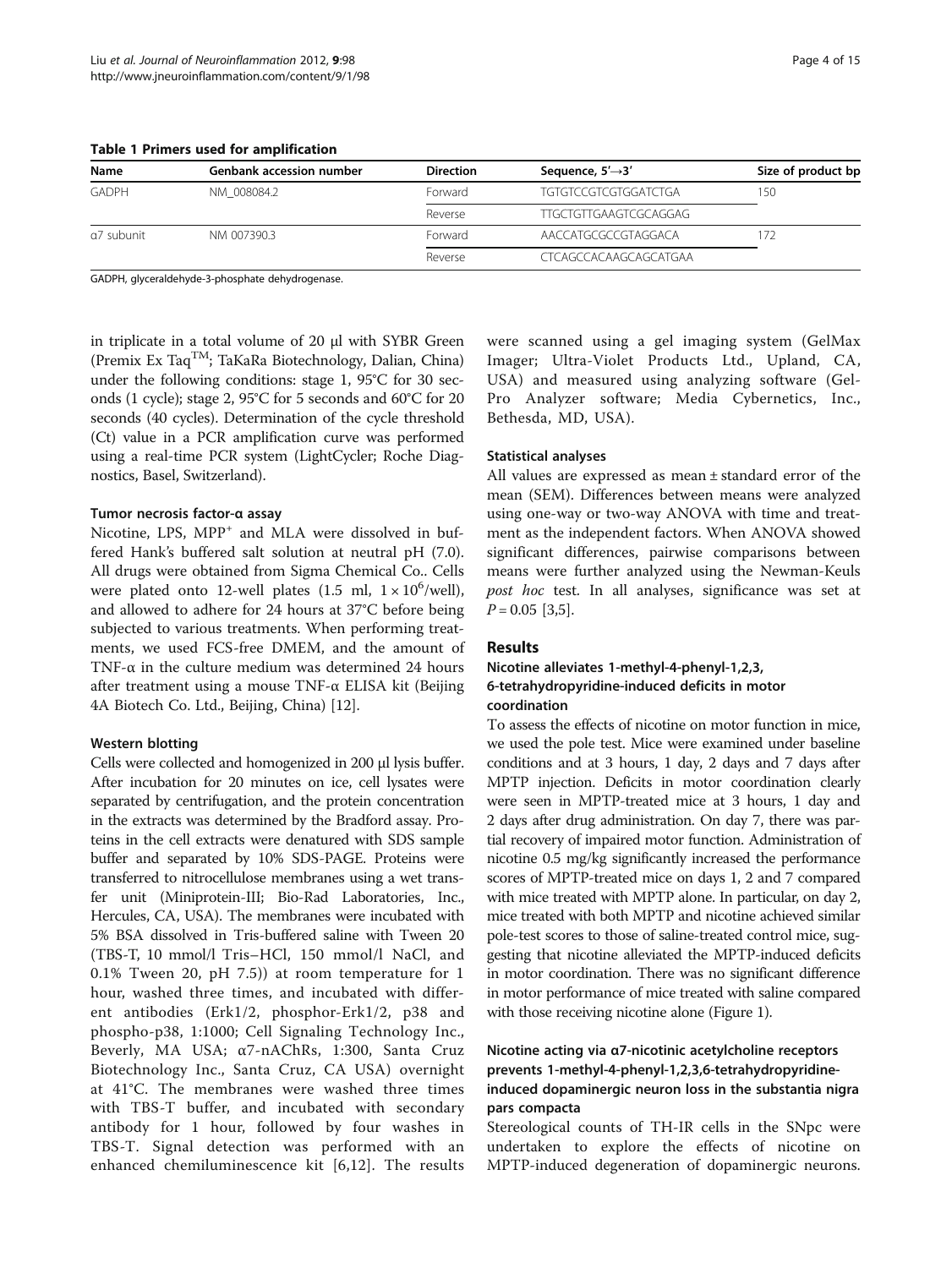**Table 1 Primers used for amplification**

| Name | Genbank accession number | Direction | Sequence, 5′→3′ | Size of product bp |
|---|---|---|---|---|
| GADPH | NM_008084.2 | Forward | TGTGTCCGTCGTGGATCTGA | 150 |
| | | Reverse | TTGCTGTTGAAGTCGCAGGAG | |
| α7 subunit | NM 007390.3 | Forward | AACCATGCGCCGTAGGACA | 172 |
| | | Reverse | CTCAGCCACAAGCAGCATGAA | |

GADPH, glyceraldehyde-3-phosphate dehydrogenase.

in triplicate in a total volume of 20 μl with SYBR Green (Premix Ex Taq™; TaKaRa Biotechnology, Dalian, China) under the following conditions: stage 1, 95°C for 30 seconds (1 cycle); stage 2, 95°C for 5 seconds and 60°C for 20 seconds (40 cycles). Determination of the cycle threshold (Ct) value in a PCR amplification curve was performed using a real-time PCR system (LightCycler; Roche Diagnostics, Basel, Switzerland).

#### Tumor necrosis factor-α assay

Nicotine, LPS, $MPP^+$ and MLA were dissolved in buffered Hank's buffered salt solution at neutral pH (7.0). All drugs were obtained from Sigma Chemical Co.. Cells were plated onto 12-well plates (1.5 ml, $1 \times 10^6$/well), and allowed to adhere for 24 hours at 37°C before being subjected to various treatments. When performing treatments, we used FCS-free DMEM, and the amount of TNF-α in the culture medium was determined 24 hours after treatment using a mouse TNF-α ELISA kit (Beijing 4A Biotech Co. Ltd., Beijing, China) [12].

#### Western blotting

Cells were collected and homogenized in 200 μl lysis buffer. After incubation for 20 minutes on ice, cell lysates were separated by centrifugation, and the protein concentration in the extracts was determined by the Bradford assay. Proteins in the cell extracts were denatured with SDS sample buffer and separated by 10% SDS-PAGE. Proteins were transferred to nitrocellulose membranes using a wet transfer unit (Miniprotein-III; Bio-Rad Laboratories, Inc., Hercules, CA, USA). The membranes were incubated with 5% BSA dissolved in Tris-buffered saline with Tween 20 (TBS-T, 10 mmol/l Tris–HCl, 150 mmol/l NaCl, and 0.1% Tween 20, pH 7.5)) at room temperature for 1 hour, washed three times, and incubated with different antibodies (Erk1/2, phosphor-Erk1/2, p38 and phospho-p38, 1:1000; Cell Signaling Technology Inc., Beverly, MA USA; α7-nAChRs, 1:300, Santa Cruz Biotechnology Inc., Santa Cruz, CA USA) overnight at 41°C. The membranes were washed three times with TBS-T buffer, and incubated with secondary antibody for 1 hour, followed by four washes in TBS-T. Signal detection was performed with an enhanced chemiluminescence kit [6,12]. The results were scanned using a gel imaging system (GelMax Imager; Ultra-Violet Products Ltd., Upland, CA, USA) and measured using analyzing software (Gel-Pro Analyzer software; Media Cybernetics, Inc., Bethesda, MD, USA).

#### Statistical analyses

All values are expressed as mean ± standard error of the mean (SEM). Differences between means were analyzed using one-way or two-way ANOVA with time and treatment as the independent factors. When ANOVA showed significant differences, pairwise comparisons between means were further analyzed using the Newman-Keuls *post hoc* test. In all analyses, significance was set at $P = 0.05$ [3,5].

## Results

### Nicotine alleviates 1-methyl-4-phenyl-1,2,3,6-tetrahydropyridine-induced deficits in motor coordination

To assess the effects of nicotine on motor function in mice, we used the pole test. Mice were examined under baseline conditions and at 3 hours, 1 day, 2 days and 7 days after MPTP injection. Deficits in motor coordination clearly were seen in MPTP-treated mice at 3 hours, 1 day and 2 days after drug administration. On day 7, there was partial recovery of impaired motor function. Administration of nicotine 0.5 mg/kg significantly increased the performance scores of MPTP-treated mice on days 1, 2 and 7 compared with mice treated with MPTP alone. In particular, on day 2, mice treated with both MPTP and nicotine achieved similar pole-test scores to those of saline-treated control mice, suggesting that nicotine alleviated the MPTP-induced deficits in motor coordination. There was no significant difference in motor performance of mice treated with saline compared with those receiving nicotine alone (Figure 1).

### Nicotine acting via α7-nicotinic acetylcholine receptors prevents 1-methyl-4-phenyl-1,2,3,6-tetrahydropyridine-induced dopaminergic neuron loss in the substantia nigra pars compacta

Stereological counts of TH-IR cells in the SNpc were undertaken to explore the effects of nicotine on MPTP-induced degeneration of dopaminergic neurons.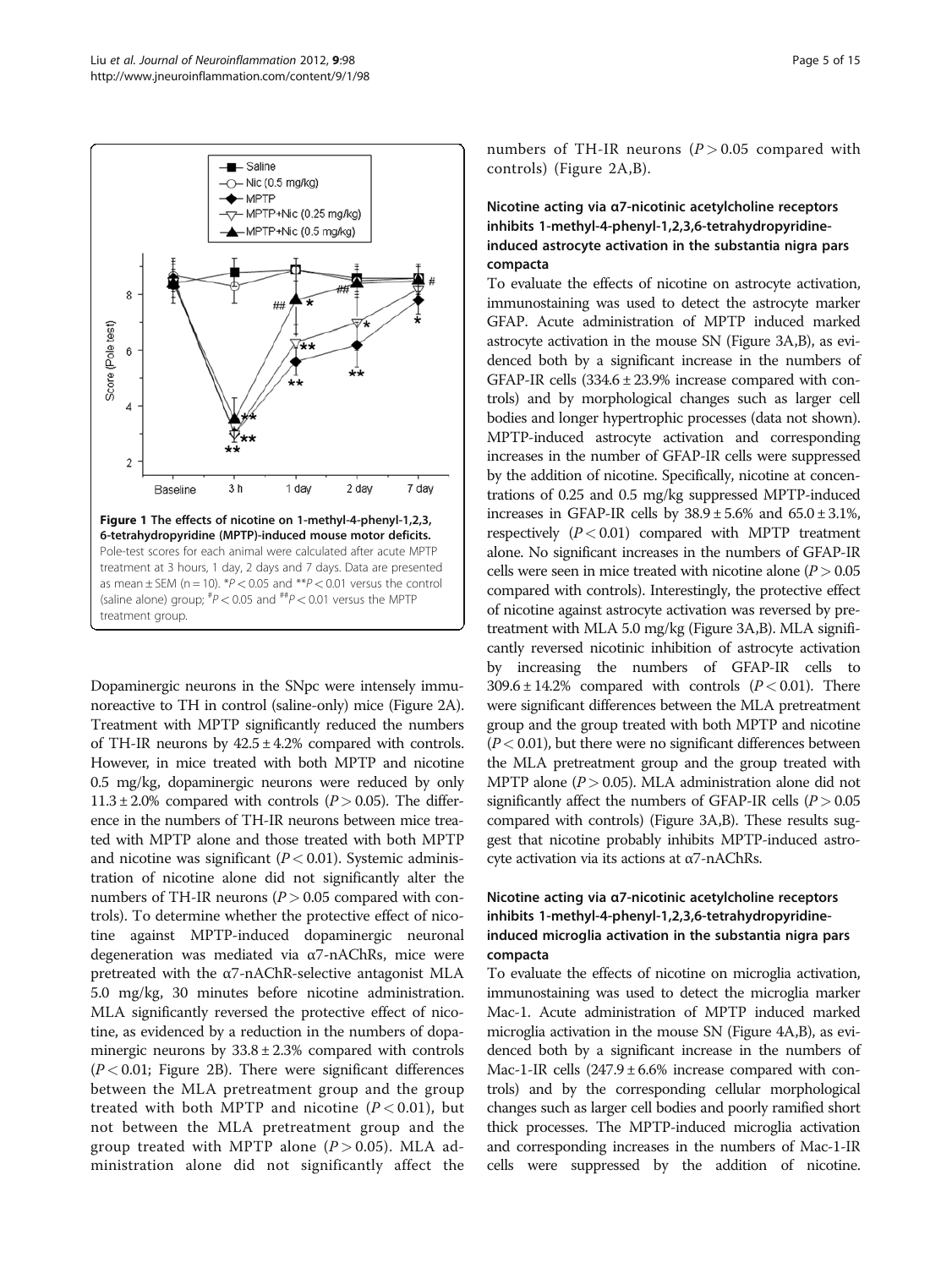**Figure 1 The effects of nicotine on 1-methyl-4-phenyl-1,2,3, 6-tetrahydropyridine (MPTP)-induced mouse motor deficits.** Pole-test scores for each animal were calculated after acute MPTP treatment at 3 hours, 1 day, 2 days and 7 days. Data are presented as mean ± SEM (n = 10). \*$P < 0.05$ and \*\*$P < 0.01$ versus the control (saline alone) group; #$P < 0.05$ and ##$P < 0.01$ versus the MPTP treatment group.

Dopaminergic neurons in the SNpc were intensely immunoreactive to TH in control (saline-only) mice (Figure 2A). Treatment with MPTP significantly reduced the numbers of TH-IR neurons by 42.5 ± 4.2% compared with controls. However, in mice treated with both MPTP and nicotine 0.5 mg/kg, dopaminergic neurons were reduced by only 11.3 ± 2.0% compared with controls ($P > 0.05$). The difference in the numbers of TH-IR neurons between mice treated with MPTP alone and those treated with both MPTP and nicotine was significant ($P < 0.01$). Systemic administration of nicotine alone did not significantly alter the numbers of TH-IR neurons ($P > 0.05$ compared with controls). To determine whether the protective effect of nicotine against MPTP-induced dopaminergic neuronal degeneration was mediated via α7-nAChRs, mice were pretreated with the α7-nAChR-selective antagonist MLA 5.0 mg/kg, 30 minutes before nicotine administration. MLA significantly reversed the protective effect of nicotine, as evidenced by a reduction in the numbers of dopaminergic neurons by 33.8 ± 2.3% compared with controls ($P < 0.01$; Figure 2B). There were significant differences between the MLA pretreatment group and the group treated with both MPTP and nicotine ($P < 0.01$), but not between the MLA pretreatment group and the group treated with MPTP alone ($P > 0.05$). MLA administration alone did not significantly affect the numbers of TH-IR neurons ($P > 0.05$ compared with controls) (Figure 2A,B).

### Nicotine acting via α7-nicotinic acetylcholine receptors inhibits 1-methyl-4-phenyl-1,2,3,6-tetrahydropyridine-induced astrocyte activation in the substantia nigra pars compacta

To evaluate the effects of nicotine on astrocyte activation, immunostaining was used to detect the astrocyte marker GFAP. Acute administration of MPTP induced marked astrocyte activation in the mouse SN (Figure 3A,B), as evidenced both by a significant increase in the numbers of GFAP-IR cells (334.6 ± 23.9% increase compared with controls) and by morphological changes such as larger cell bodies and longer hypertrophic processes (data not shown). MPTP-induced astrocyte activation and corresponding increases in the number of GFAP-IR cells were suppressed by the addition of nicotine. Specifically, nicotine at concentrations of 0.25 and 0.5 mg/kg suppressed MPTP-induced increases in GFAP-IR cells by 38.9 ± 5.6% and 65.0 ± 3.1%, respectively ($P < 0.01$) compared with MPTP treatment alone. No significant increases in the numbers of GFAP-IR cells were seen in mice treated with nicotine alone ($P > 0.05$ compared with controls). Interestingly, the protective effect of nicotine against astrocyte activation was reversed by pretreatment with MLA 5.0 mg/kg (Figure 3A,B). MLA significantly reversed nicotinic inhibition of astrocyte activation by increasing the numbers of GFAP-IR cells to 309.6 ± 14.2% compared with controls ($P < 0.01$). There were significant differences between the MLA pretreatment group and the group treated with both MPTP and nicotine ($P < 0.01$), but there were no significant differences between the MLA pretreatment group and the group treated with MPTP alone ($P > 0.05$). MLA administration alone did not significantly affect the numbers of GFAP-IR cells ($P > 0.05$ compared with controls) (Figure 3A,B). These results suggest that nicotine probably inhibits MPTP-induced astrocyte activation via its actions at α7-nAChRs.

### Nicotine acting via α7-nicotinic acetylcholine receptors inhibits 1-methyl-4-phenyl-1,2,3,6-tetrahydropyridine-induced microglia activation in the substantia nigra pars compacta

To evaluate the effects of nicotine on microglia activation, immunostaining was used to detect the microglia marker Mac-1. Acute administration of MPTP induced marked microglia activation in the mouse SN (Figure 4A,B), as evidenced both by a significant increase in the numbers of Mac-1-IR cells (247.9 ± 6.6% increase compared with controls) and by the corresponding cellular morphological changes such as larger cell bodies and poorly ramified short thick processes. The MPTP-induced microglia activation and corresponding increases in the numbers of Mac-1-IR cells were suppressed by the addition of nicotine.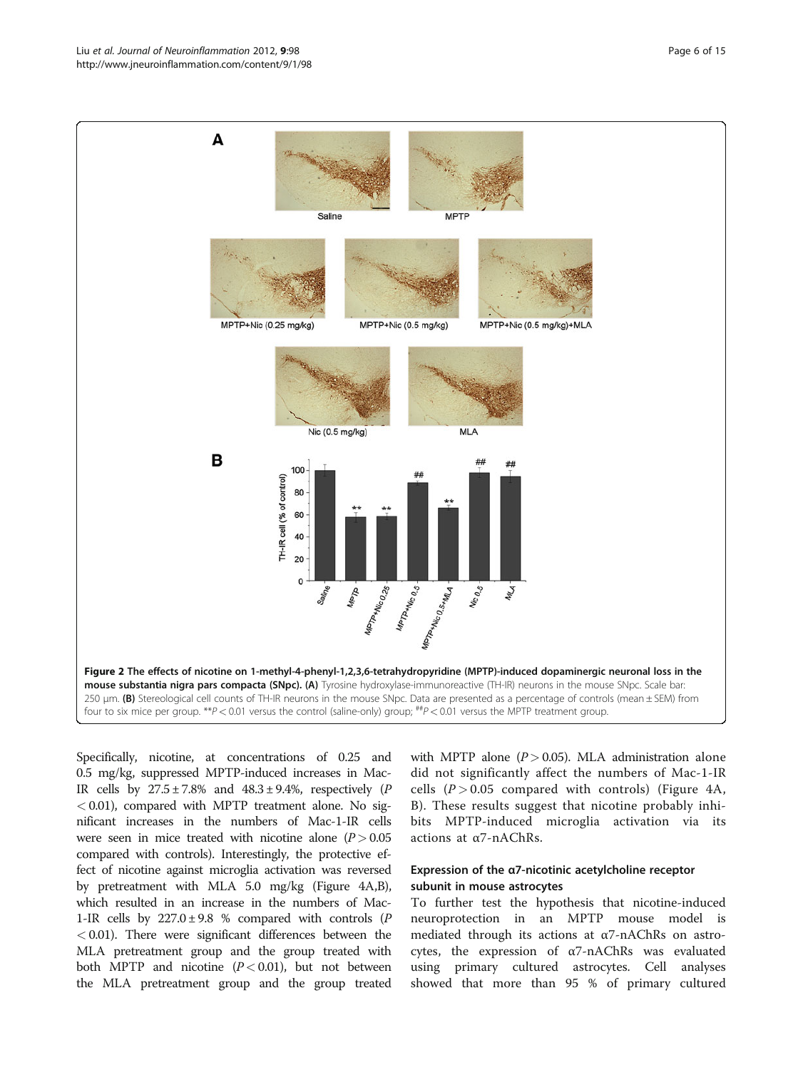**Figure 2 The effects of nicotine on 1-methyl-4-phenyl-1,2,3,6-tetrahydropyridine (MPTP)-induced dopaminergic neuronal loss in the mouse substantia nigra pars compacta (SNpc).** **(A)** Tyrosine hydroxylase-immunoreactive (TH-IR) neurons in the mouse SNpc. Scale bar: 250 μm. **(B)** Stereological cell counts of TH-IR neurons in the mouse SNpc. Data are presented as a percentage of controls (mean ± SEM) from four to six mice per group. $^{**}P < 0.01$ versus the control (saline-only) group; $^{\#\#}P < 0.01$ versus the MPTP treatment group.

Specifically, nicotine, at concentrations of 0.25 and 0.5 mg/kg, suppressed MPTP-induced increases in Mac-IR cells by 27.5 ± 7.8% and 48.3 ± 9.4%, respectively ($P < 0.01$), compared with MPTP treatment alone. No significant increases in the numbers of Mac-1-IR cells were seen in mice treated with nicotine alone ($P > 0.05$ compared with controls). Interestingly, the protective effect of nicotine against microglia activation was reversed by pretreatment with MLA 5.0 mg/kg (Figure 4A,B), which resulted in an increase in the numbers of Mac-1-IR cells by 227.0 ± 9.8 % compared with controls ($P < 0.01$). There were significant differences between the MLA pretreatment group and the group treated with both MPTP and nicotine ($P < 0.01$), but not between the MLA pretreatment group and the group treated with MPTP alone ($P > 0.05$). MLA administration alone did not significantly affect the numbers of Mac-1-IR cells ($P > 0.05$ compared with controls) (Figure 4A, B). These results suggest that nicotine probably inhibits MPTP-induced microglia activation via its actions at α7-nAChRs.

### Expression of the α7-nicotinic acetylcholine receptor subunit in mouse astrocytes

To further test the hypothesis that nicotine-induced neuroprotection in an MPTP mouse model is mediated through its actions at α7-nAChRs on astrocytes, the expression of α7-nAChRs was evaluated using primary cultured astrocytes. Cell analyses showed that more than 95 % of primary cultured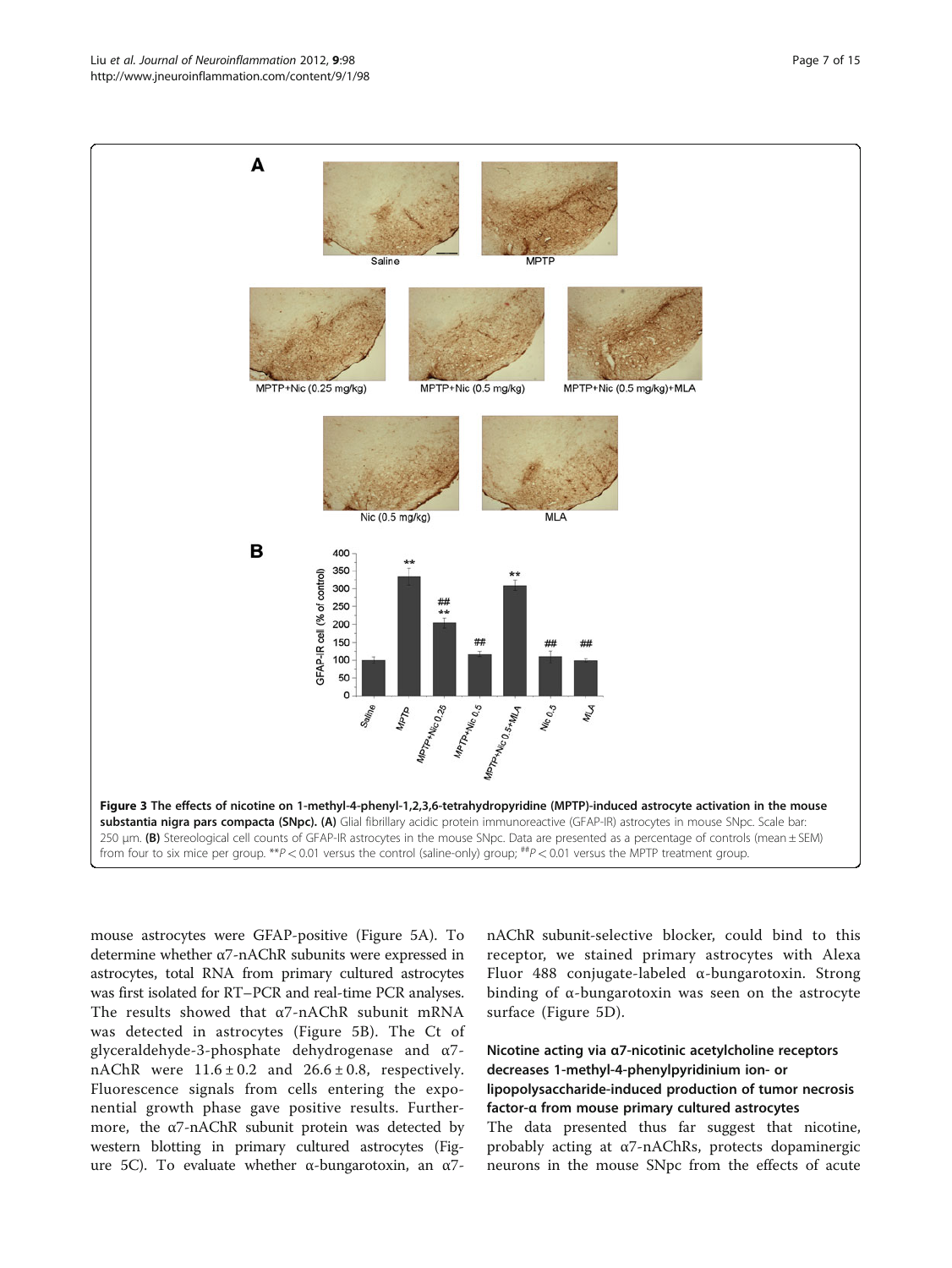**Figure 3 The effects of nicotine on 1-methyl-4-phenyl-1,2,3,6-tetrahydropyridine (MPTP)-induced astrocyte activation in the mouse substantia nigra pars compacta (SNpc). (A)** Glial fibrillary acidic protein immunoreactive (GFAP-IR) astrocytes in mouse SNpc. Scale bar: 250 μm. **(B)** Stereological cell counts of GFAP-IR astrocytes in the mouse SNpc. Data are presented as a percentage of controls (mean ± SEM) from four to six mice per group. $^{**}P < 0.01$ versus the control (saline-only) group; $^{\#\#}P < 0.01$ versus the MPTP treatment group.

mouse astrocytes were GFAP-positive (Figure 5A). To determine whether α7-nAChR subunits were expressed in astrocytes, total RNA from primary cultured astrocytes was first isolated for RT–PCR and real-time PCR analyses. The results showed that α7-nAChR subunit mRNA was detected in astrocytes (Figure 5B). The Ct of glyceraldehyde-3-phosphate dehydrogenase and α7-nAChR were 11.6 ± 0.2 and 26.6 ± 0.8, respectively. Fluorescence signals from cells entering the exponential growth phase gave positive results. Furthermore, the α7-nAChR subunit protein was detected by western blotting in primary cultured astrocytes (Figure 5C). To evaluate whether α-bungarotoxin, an α7-nAChR subunit-selective blocker, could bind to this receptor, we stained primary astrocytes with Alexa Fluor 488 conjugate-labeled α-bungarotoxin. Strong binding of α-bungarotoxin was seen on the astrocyte surface (Figure 5D).

### Nicotine acting via α7-nicotinic acetylcholine receptors decreases 1-methyl-4-phenylpyridinium ion- or lipopolysaccharide-induced production of tumor necrosis factor-α from mouse primary cultured astrocytes

The data presented thus far suggest that nicotine, probably acting at α7-nAChRs, protects dopaminergic neurons in the mouse SNpc from the effects of acute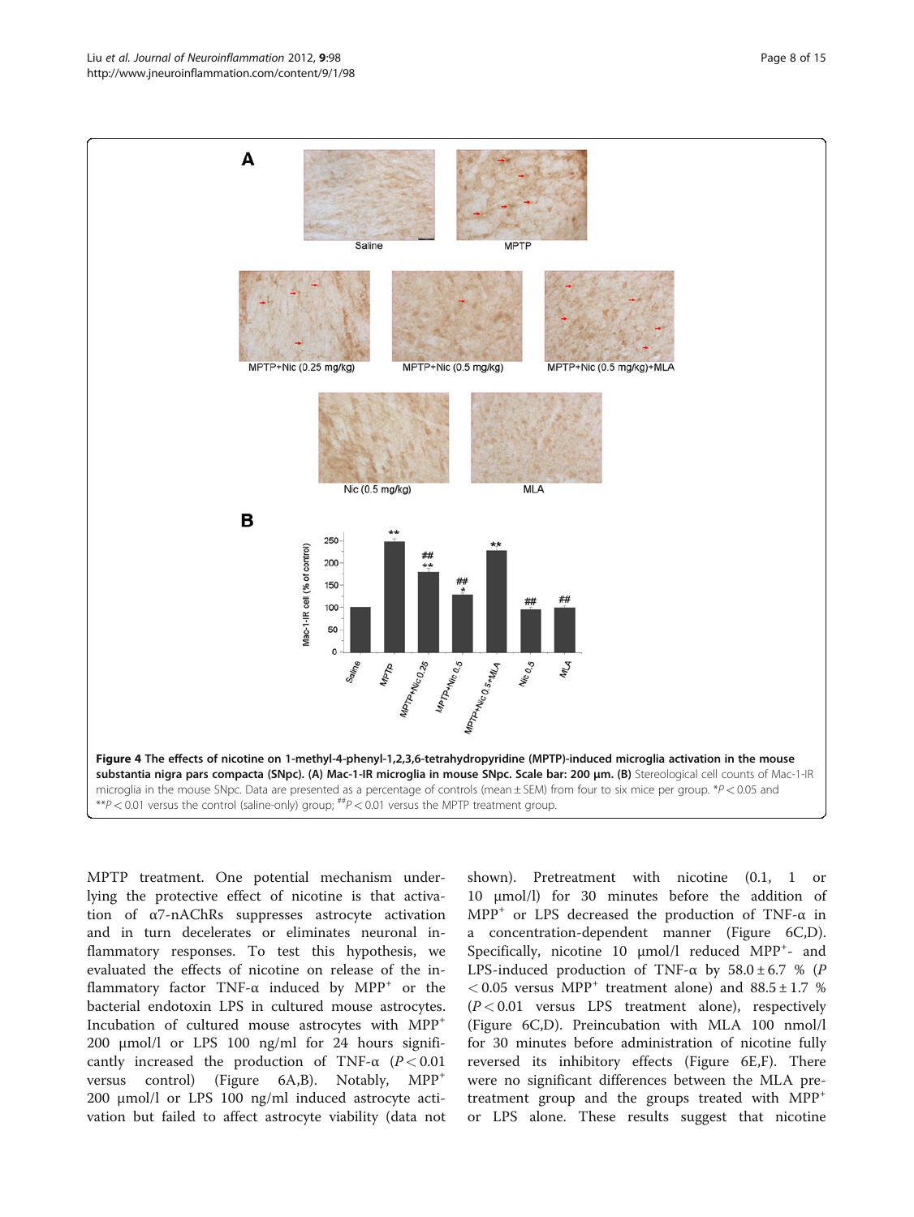**Figure 4 The effects of nicotine on 1-methyl-4-phenyl-1,2,3,6-tetrahydropyridine (MPTP)-induced microglia activation in the mouse substantia nigra pars compacta (SNpc). (A) Mac-1-IR microglia in mouse SNpc. Scale bar: 200 μm. (B)** Stereological cell counts of Mac-1-IR microglia in the mouse SNpc. Data are presented as a percentage of controls (mean ± SEM) from four to six mice per group. \*$P < 0.05$ and \*\*$P < 0.01$ versus the control (saline-only) group; ##$P < 0.01$ versus the MPTP treatment group.

MPTP treatment. One potential mechanism underlying the protective effect of nicotine is that activation of α7-nAChRs suppresses astrocyte activation and in turn decelerates or eliminates neuronal inflammatory responses. To test this hypothesis, we evaluated the effects of nicotine on release of the inflammatory factor TNF-α induced by $MPP^+$ or the bacterial endotoxin LPS in cultured mouse astrocytes. Incubation of cultured mouse astrocytes with $MPP^+$ 200 μmol/l or LPS 100 ng/ml for 24 hours significantly increased the production of TNF-α ($P < 0.01$ versus control) (Figure 6A,B). Notably, $MPP^+$ 200 μmol/l or LPS 100 ng/ml induced astrocyte activation but failed to affect astrocyte viability (data not shown). Pretreatment with nicotine (0.1, 1 or 10 μmol/l) for 30 minutes before the addition of $MPP^+$ or LPS decreased the production of TNF-α in a concentration-dependent manner (Figure 6C,D). Specifically, nicotine 10 μmol/l reduced $MPP^+$- and LPS-induced production of TNF-α by 58.0 ± 6.7 % ($P < 0.05$ versus $MPP^+$ treatment alone) and 88.5 ± 1.7 % ($P < 0.01$ versus LPS treatment alone), respectively (Figure 6C,D). Preincubation with MLA 100 nmol/l for 30 minutes before administration of nicotine fully reversed its inhibitory effects (Figure 6E,F). There were no significant differences between the MLA pretreatment group and the groups treated with $MPP^+$ or LPS alone. These results suggest that nicotine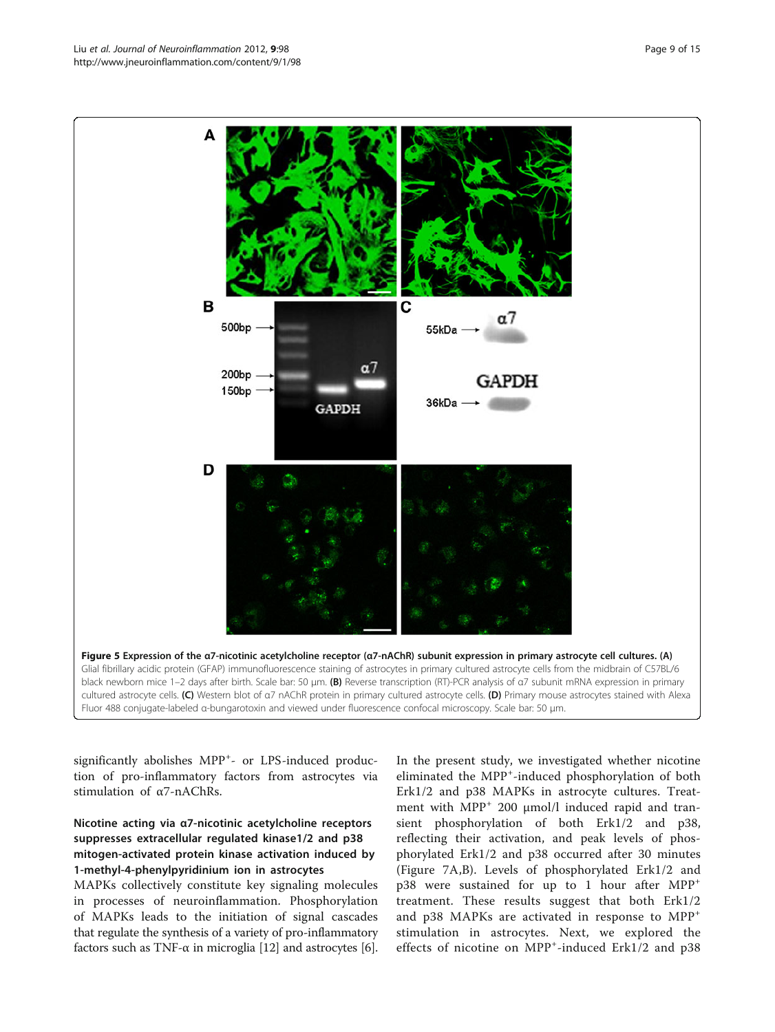**Figure 5 Expression of the α7-nicotinic acetylcholine receptor (α7-nAChR) subunit expression in primary astrocyte cell cultures. (A)** Glial fibrillary acidic protein (GFAP) immunofluorescence staining of astrocytes in primary cultured astrocyte cells from the midbrain of C57BL/6 black newborn mice 1–2 days after birth. Scale bar: 50 μm. **(B)** Reverse transcription (RT)-PCR analysis of α7 subunit mRNA expression in primary cultured astrocyte cells. **(C)** Western blot of α7 nAChR protein in primary cultured astrocyte cells. **(D)** Primary mouse astrocytes stained with Alexa Fluor 488 conjugate-labeled α-bungarotoxin and viewed under fluorescence confocal microscopy. Scale bar: 50 μm.

significantly abolishes $MPP^+$- or LPS-induced production of pro-inflammatory factors from astrocytes via stimulation of α7-nAChRs.

### Nicotine acting via α7-nicotinic acetylcholine receptors suppresses extracellular regulated kinase1/2 and p38 mitogen-activated protein kinase activation induced by 1-methyl-4-phenylpyridinium ion in astrocytes

MAPKs collectively constitute key signaling molecules in processes of neuroinflammation. Phosphorylation of MAPKs leads to the initiation of signal cascades that regulate the synthesis of a variety of pro-inflammatory factors such as TNF-α in microglia [12] and astrocytes [6]. In the present study, we investigated whether nicotine eliminated the $MPP^+$-induced phosphorylation of both Erk1/2 and p38 MAPKs in astrocyte cultures. Treatment with $MPP^+$ 200 μmol/l induced rapid and transient phosphorylation of both Erk1/2 and p38, reflecting their activation, and peak levels of phosphorylated Erk1/2 and p38 occurred after 30 minutes (Figure 7A,B). Levels of phosphorylated Erk1/2 and p38 were sustained for up to 1 hour after $MPP^+$ treatment. These results suggest that both Erk1/2 and p38 MAPKs are activated in response to $MPP^+$ stimulation in astrocytes. Next, we explored the effects of nicotine on $MPP^+$-induced Erk1/2 and p38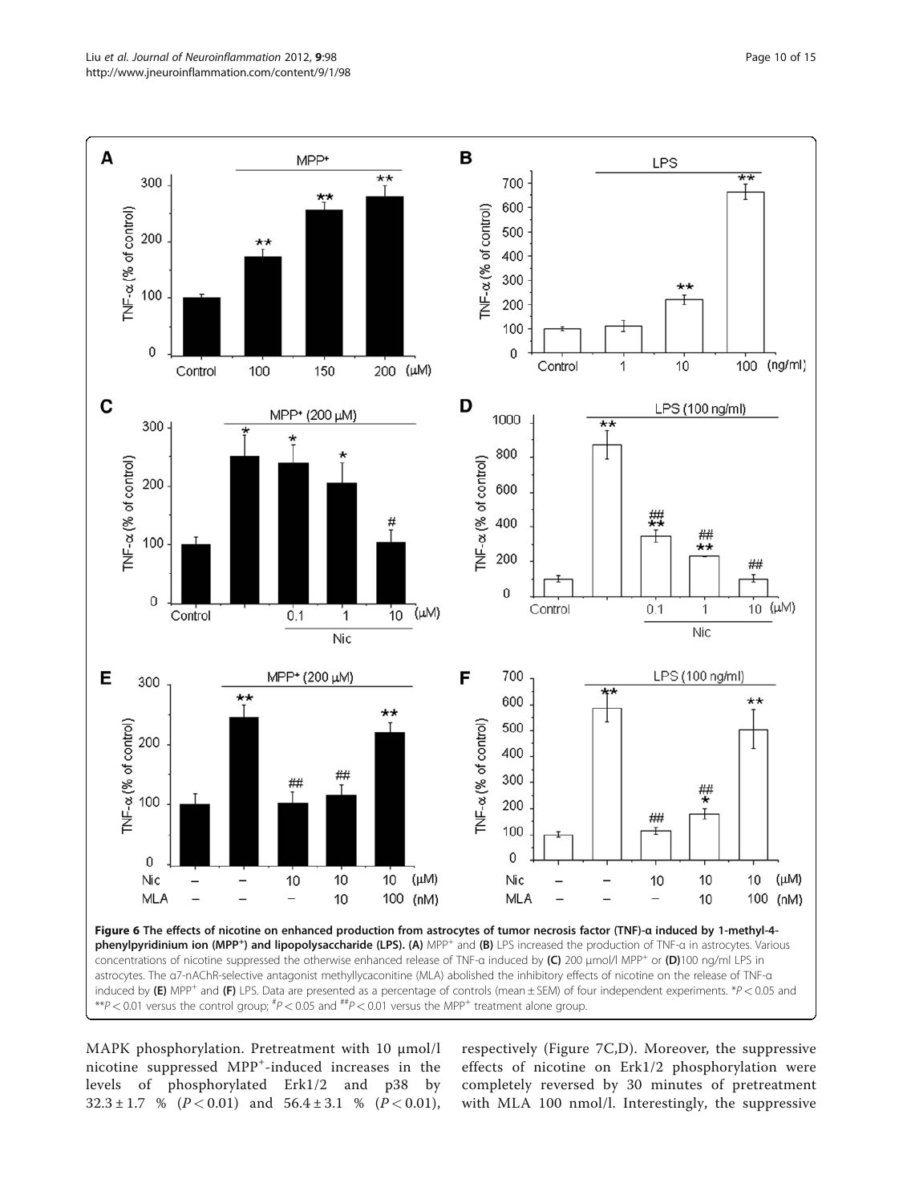**Figure 6 The effects of nicotine on enhanced production from astrocytes of tumor necrosis factor (TNF)-α induced by 1-methyl-4-phenylpyridinium ion (MPP$^+$) and lipopolysaccharide (LPS).** **(A)** MPP$^+$ and **(B)** LPS increased the production of TNF-α in astrocytes. Various concentrations of nicotine suppressed the otherwise enhanced release of TNF-α induced by **(C)** 200 μmol/l MPP$^+$ or **(D)**100 ng/ml LPS in astrocytes. The α7-nAChR-selective antagonist methyllycaconitine (MLA) abolished the inhibitory effects of nicotine on the release of TNF-α induced by **(E)** MPP$^+$ and **(F)** LPS. Data are presented as a percentage of controls (mean ± SEM) of four independent experiments. \*$P < 0.05$ and \*\*$P < 0.01$ versus the control group; $^{\#}P < 0.05$ and $^{\#\#}P < 0.01$ versus the MPP$^+$ treatment alone group.

MAPK phosphorylation. Pretreatment with 10 μmol/l nicotine suppressed MPP$^+$-induced increases in the levels of phosphorylated Erk1/2 and p38 by 32.3 ± 1.7 % ($P < 0.01$) and 56.4 ± 3.1 % ($P < 0.01$), respectively (Figure 7C,D). Moreover, the suppressive effects of nicotine on Erk1/2 phosphorylation were completely reversed by 30 minutes of pretreatment with MLA 100 nmol/l. Interestingly, the suppressive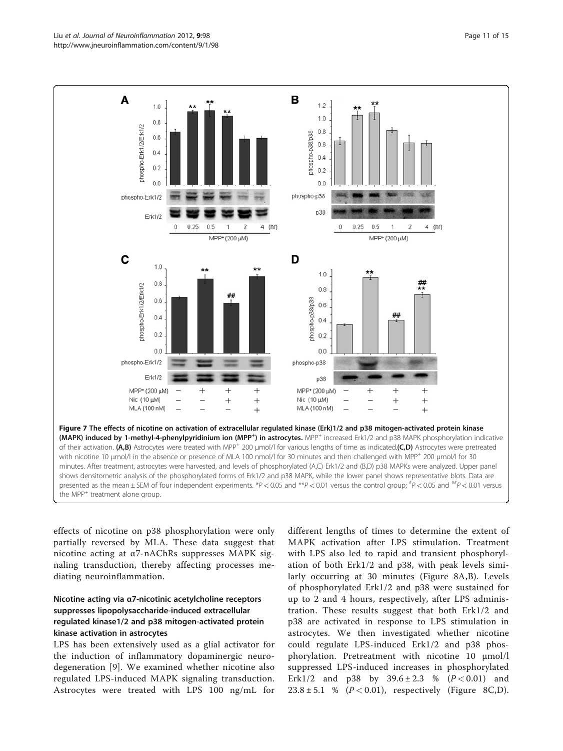**Figure 7 The effects of nicotine on activation of extracellular regulated kinase (Erk)1/2 and p38 mitogen-activated protein kinase (MAPK) induced by 1-methyl-4-phenylpyridinium ion ($MPP^+$) in astrocytes.** $MPP^+$ increased Erk1/2 and p38 MAPK phosphorylation indicative of their activation. **(A,B)** Astrocytes were treated with $MPP^+$ 200 μmol/l for various lengths of time as indicated. **(C,D)** Astrocytes were pretreated with nicotine 10 μmol/l in the absence or presence of MLA 100 nmol/l for 30 minutes and then challenged with $MPP^+$ 200 μmol/l for 30 minutes. After treatment, astrocytes were harvested, and levels of phosphorylated (A,C) Erk1/2 and (B,D) p38 MAPKs were analyzed. Upper panel shows densitometric analysis of the phosphorylated forms of Erk1/2 and p38 MAPK, while the lower panel shows representative blots. Data are presented as the mean ± SEM of four independent experiments. *$P < 0.05$ and **$P < 0.01$ versus the control group; #$P < 0.05$ and ##$P < 0.01$ versus the $MPP^+$ treatment alone group.

effects of nicotine on p38 phosphorylation were only partially reversed by MLA. These data suggest that nicotine acting at α7-nAChRs suppresses MAPK signaling transduction, thereby affecting processes mediating neuroinflammation.

### Nicotine acting via α7-nicotinic acetylcholine receptors suppresses lipopolysaccharide-induced extracellular regulated kinase1/2 and p38 mitogen-activated protein kinase activation in astrocytes

LPS has been extensively used as a glial activator for the induction of inflammatory dopaminergic neurodegeneration [9]. We examined whether nicotine also regulated LPS-induced MAPK signaling transduction. Astrocytes were treated with LPS 100 ng/mL for different lengths of times to determine the extent of MAPK activation after LPS stimulation. Treatment with LPS also led to rapid and transient phosphorylation of both Erk1/2 and p38, with peak levels similarly occurring at 30 minutes (Figure 8A,B). Levels of phosphorylated Erk1/2 and p38 were sustained for up to 2 and 4 hours, respectively, after LPS administration. These results suggest that both Erk1/2 and p38 are activated in response to LPS stimulation in astrocytes. We then investigated whether nicotine could regulate LPS-induced Erk1/2 and p38 phosphorylation. Pretreatment with nicotine 10 μmol/l suppressed LPS-induced increases in phosphorylated Erk1/2 and p38 by 39.6 ± 2.3 % ($P < 0.01$) and 23.8 ± 5.1 % ($P < 0.01$), respectively (Figure 8C,D).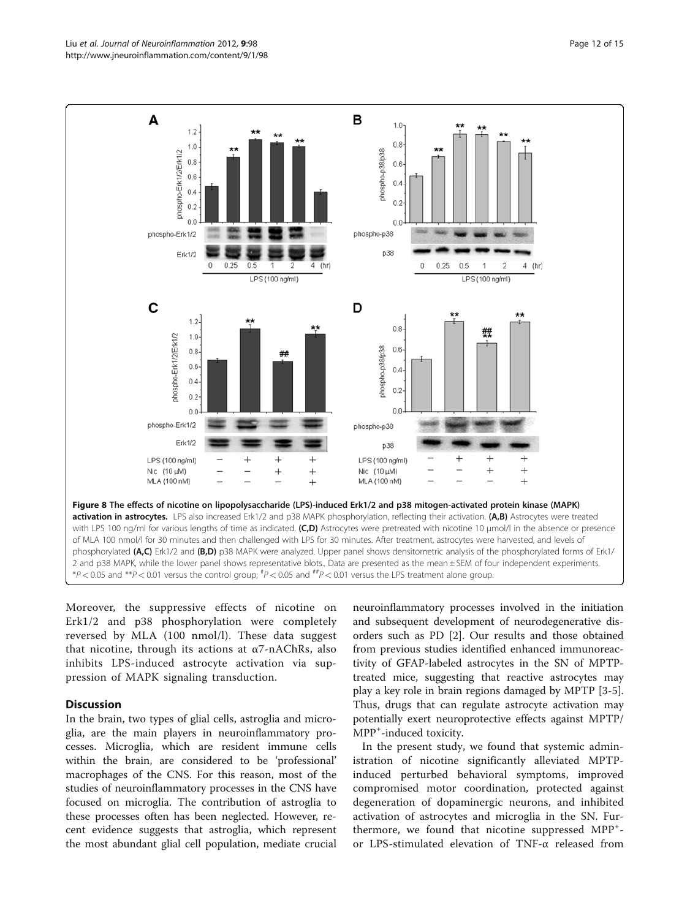**Figure 8 The effects of nicotine on lipopolysaccharide (LPS)-induced Erk1/2 and p38 mitogen-activated protein kinase (MAPK) activation in astrocytes.** LPS also increased Erk1/2 and p38 MAPK phosphorylation, reflecting their activation. **(A,B)** Astrocytes were treated with LPS 100 ng/ml for various lengths of time as indicated. **(C,D)** Astrocytes were pretreated with nicotine 10 μmol/l in the absence or presence of MLA 100 nmol/l for 30 minutes and then challenged with LPS for 30 minutes. After treatment, astrocytes were harvested, and levels of phosphorylated **(A,C)** Erk1/2 and **(B,D)** p38 MAPK were analyzed. Upper panel shows densitometric analysis of the phosphorylated forms of Erk1/2 and p38 MAPK, while the lower panel shows representative blots.. Data are presented as the mean ± SEM of four independent experiments. *$P < 0.05$ and **$P < 0.01$ versus the control group; #$P < 0.05$ and ##$P < 0.01$ versus the LPS treatment alone group.

Moreover, the suppressive effects of nicotine on Erk1/2 and p38 phosphorylation were completely reversed by MLA (100 nmol/l). These data suggest that nicotine, through its actions at α7-nAChRs, also inhibits LPS-induced astrocyte activation via suppression of MAPK signaling transduction.

## Discussion

In the brain, two types of glial cells, astroglia and microglia, are the main players in neuroinflammatory processes. Microglia, which are resident immune cells within the brain, are considered to be 'professional' macrophages of the CNS. For this reason, most of the studies of neuroinflammatory processes in the CNS have focused on microglia. The contribution of astroglia to these processes often has been neglected. However, recent evidence suggests that astroglia, which represent the most abundant glial cell population, mediate crucial neuroinflammatory processes involved in the initiation and subsequent development of neurodegenerative disorders such as PD [2]. Our results and those obtained from previous studies identified enhanced immunoreactivity of GFAP-labeled astrocytes in the SN of MPTP-treated mice, suggesting that reactive astrocytes may play a key role in brain regions damaged by MPTP [3-5]. Thus, drugs that can regulate astrocyte activation may potentially exert neuroprotective effects against MPTP/$MPP^+$-induced toxicity.

In the present study, we found that systemic administration of nicotine significantly alleviated MPTP-induced perturbed behavioral symptoms, improved compromised motor coordination, protected against degeneration of dopaminergic neurons, and inhibited activation of astrocytes and microglia in the SN. Furthermore, we found that nicotine suppressed $MPP^+$- or LPS-stimulated elevation of TNF-α released from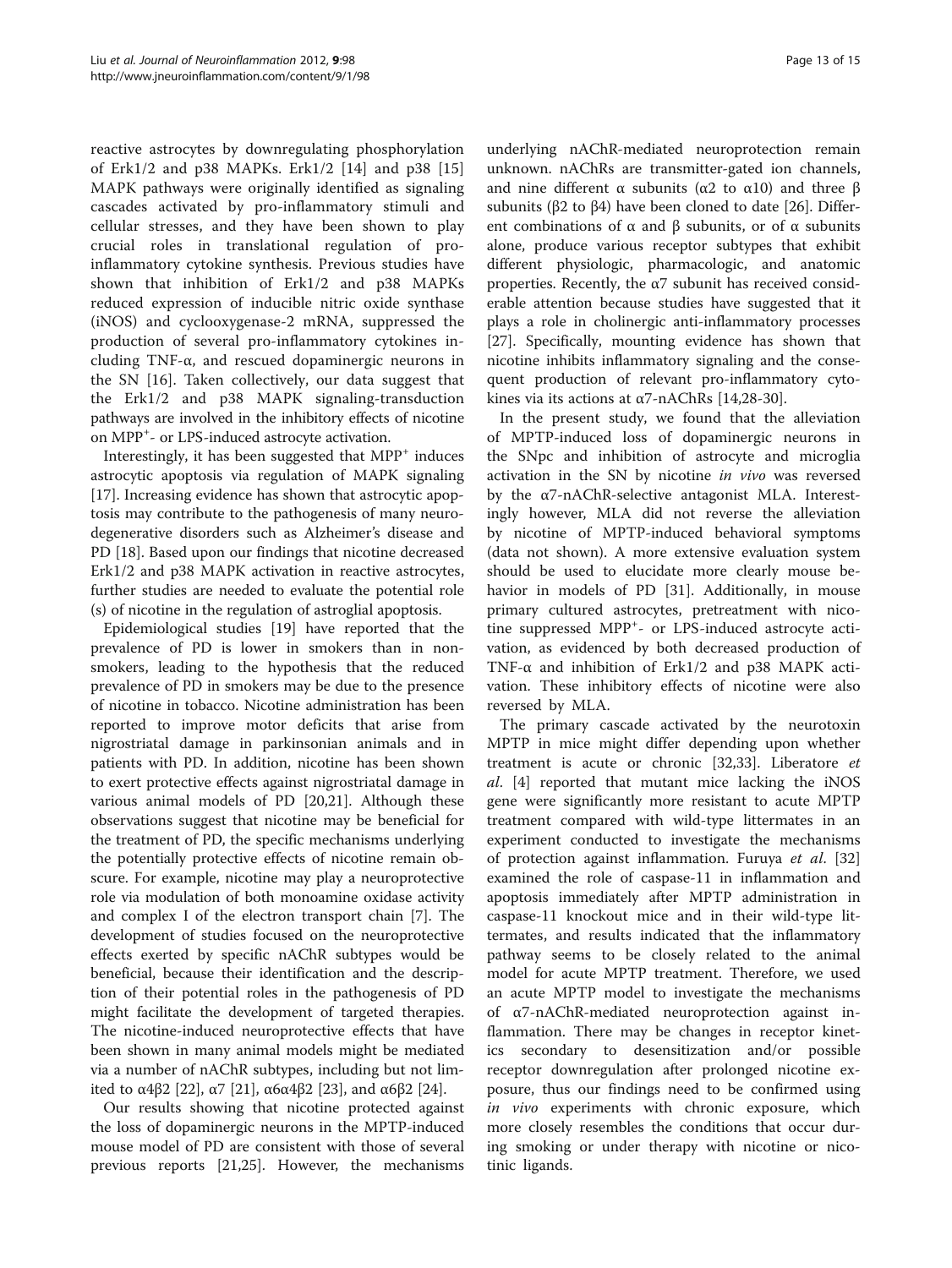reactive astrocytes by downregulating phosphorylation of Erk1/2 and p38 MAPKs. Erk1/2 [14] and p38 [15] MAPK pathways were originally identified as signaling cascades activated by pro-inflammatory stimuli and cellular stresses, and they have been shown to play crucial roles in translational regulation of pro-inflammatory cytokine synthesis. Previous studies have shown that inhibition of Erk1/2 and p38 MAPKs reduced expression of inducible nitric oxide synthase (iNOS) and cyclooxygenase-2 mRNA, suppressed the production of several pro-inflammatory cytokines including TNF-α, and rescued dopaminergic neurons in the SN [16]. Taken collectively, our data suggest that the Erk1/2 and p38 MAPK signaling-transduction pathways are involved in the inhibitory effects of nicotine on $MPP^+$- or LPS-induced astrocyte activation.

Interestingly, it has been suggested that $MPP^+$ induces astrocytic apoptosis via regulation of MAPK signaling [17]. Increasing evidence has shown that astrocytic apoptosis may contribute to the pathogenesis of many neurodegenerative disorders such as Alzheimer's disease and PD [18]. Based upon our findings that nicotine decreased Erk1/2 and p38 MAPK activation in reactive astrocytes, further studies are needed to evaluate the potential role (s) of nicotine in the regulation of astroglial apoptosis.

Epidemiological studies [19] have reported that the prevalence of PD is lower in smokers than in nonsmokers, leading to the hypothesis that the reduced prevalence of PD in smokers may be due to the presence of nicotine in tobacco. Nicotine administration has been reported to improve motor deficits that arise from nigrostriatal damage in parkinsonian animals and in patients with PD. In addition, nicotine has been shown to exert protective effects against nigrostriatal damage in various animal models of PD [20,21]. Although these observations suggest that nicotine may be beneficial for the treatment of PD, the specific mechanisms underlying the potentially protective effects of nicotine remain obscure. For example, nicotine may play a neuroprotective role via modulation of both monoamine oxidase activity and complex I of the electron transport chain [7]. The development of studies focused on the neuroprotective effects exerted by specific nAChR subtypes would be beneficial, because their identification and the description of their potential roles in the pathogenesis of PD might facilitate the development of targeted therapies. The nicotine-induced neuroprotective effects that have been shown in many animal models might be mediated via a number of nAChR subtypes, including but not limited to α4β2 [22], α7 [21], α6α4β2 [23], and α6β2 [24].

Our results showing that nicotine protected against the loss of dopaminergic neurons in the MPTP-induced mouse model of PD are consistent with those of several previous reports [21,25]. However, the mechanisms underlying nAChR-mediated neuroprotection remain unknown. nAChRs are transmitter-gated ion channels, and nine different α subunits (α2 to α10) and three β subunits (β2 to β4) have been cloned to date [26]. Different combinations of α and β subunits, or of α subunits alone, produce various receptor subtypes that exhibit different physiologic, pharmacologic, and anatomic properties. Recently, the α7 subunit has received considerable attention because studies have suggested that it plays a role in cholinergic anti-inflammatory processes [27]. Specifically, mounting evidence has shown that nicotine inhibits inflammatory signaling and the consequent production of relevant pro-inflammatory cytokines via its actions at α7-nAChRs [14,28-30].

In the present study, we found that the alleviation of MPTP-induced loss of dopaminergic neurons in the SNpc and inhibition of astrocyte and microglia activation in the SN by nicotine *in vivo* was reversed by the α7-nAChR-selective antagonist MLA. Interestingly however, MLA did not reverse the alleviation by nicotine of MPTP-induced behavioral symptoms (data not shown). A more extensive evaluation system should be used to elucidate more clearly mouse behavior in models of PD [31]. Additionally, in mouse primary cultured astrocytes, pretreatment with nicotine suppressed $MPP^+$- or LPS-induced astrocyte activation, as evidenced by both decreased production of TNF-α and inhibition of Erk1/2 and p38 MAPK activation. These inhibitory effects of nicotine were also reversed by MLA.

The primary cascade activated by the neurotoxin MPTP in mice might differ depending upon whether treatment is acute or chronic [32,33]. Liberatore *et al.* [4] reported that mutant mice lacking the iNOS gene were significantly more resistant to acute MPTP treatment compared with wild-type littermates in an experiment conducted to investigate the mechanisms of protection against inflammation. Furuya *et al.* [32] examined the role of caspase-11 in inflammation and apoptosis immediately after MPTP administration in caspase-11 knockout mice and in their wild-type littermates, and results indicated that the inflammatory pathway seems to be closely related to the animal model for acute MPTP treatment. Therefore, we used an acute MPTP model to investigate the mechanisms of α7-nAChR-mediated neuroprotection against inflammation. There may be changes in receptor kinetics secondary to desensitization and/or possible receptor downregulation after prolonged nicotine exposure, thus our findings need to be confirmed using *in vivo* experiments with chronic exposure, which more closely resembles the conditions that occur during smoking or under therapy with nicotine or nicotinic ligands.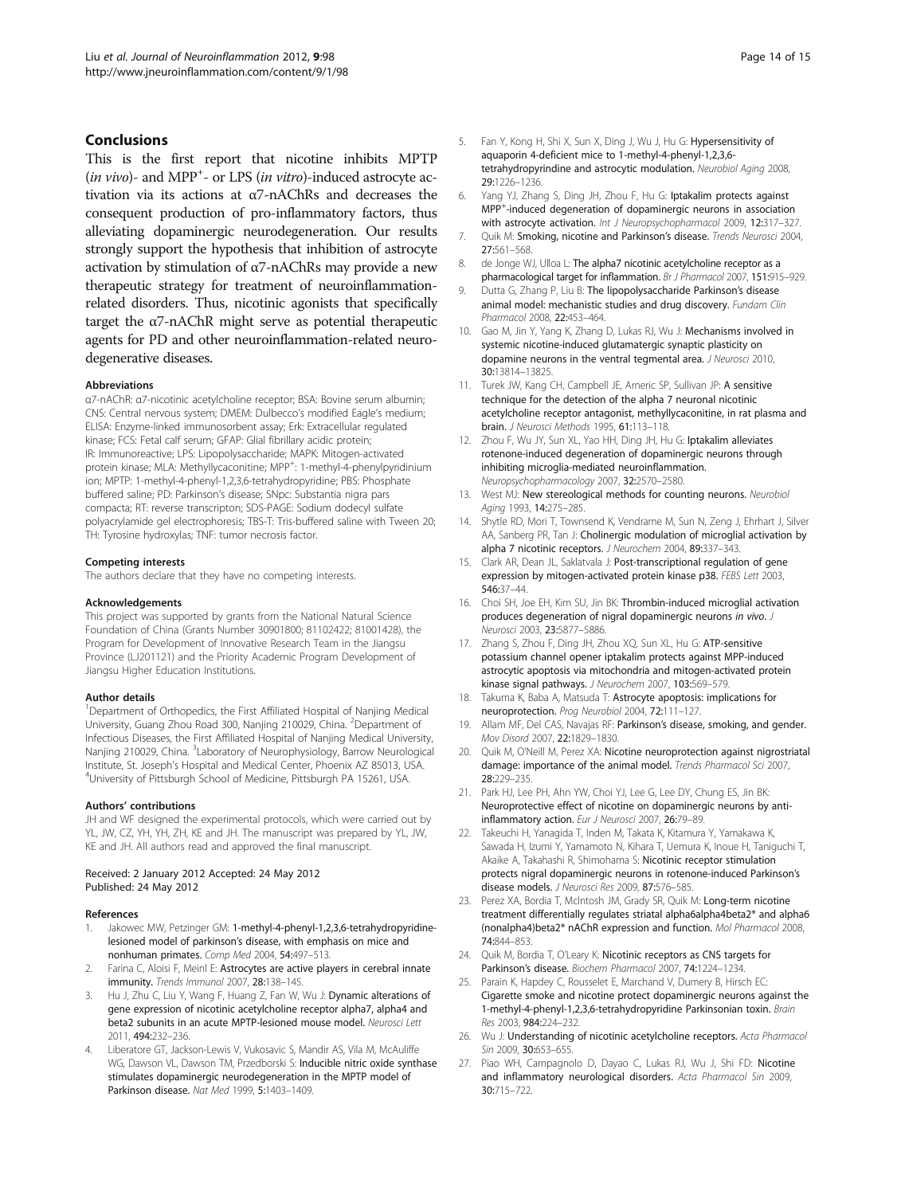## Conclusions

This is the first report that nicotine inhibits MPTP (*in vivo*)- and $MPP^+$- or LPS (*in vitro*)-induced astrocyte activation via its actions at α7-nAChRs and decreases the consequent production of pro-inflammatory factors, thus alleviating dopaminergic neurodegeneration. Our results strongly support the hypothesis that inhibition of astrocyte activation by stimulation of α7-nAChRs may provide a new therapeutic strategy for treatment of neuroinflammation-related disorders. Thus, nicotinic agonists that specifically target the α7-nAChR might serve as potential therapeutic agents for PD and other neuroinflammation-related neurodegenerative diseases.

#### Abbreviations

α7-nAChR: α7-nicotinic acetylcholine receptor; BSA: Bovine serum albumin; CNS: Central nervous system; DMEM: Dulbecco's modified Eagle's medium; ELISA: Enzyme-linked immunosorbent assay; Erk: Extracellular regulated kinase; FCS: Fetal calf serum; GFAP: Glial fibrillary acidic protein; IR: Immunoreactive; LPS: Lipopolysaccharide; MAPK: Mitogen-activated protein kinase; MLA: Methyllycaconitine; $MPP^+$: 1-methyl-4-phenylpyridinium ion; MPTP: 1-methyl-4-phenyl-1,2,3,6-tetrahydropyridine; PBS: Phosphate buffered saline; PD: Parkinson's disease; SNpc: Substantia nigra pars compacta; RT: reverse transcripton; SDS-PAGE: Sodium dodecyl sulfate polyacrylamide gel electrophoresis; TBS-T: Tris-buffered saline with Tween 20; TH: Tyrosine hydroxylas; TNF: tumor necrosis factor.

#### Competing interests

The authors declare that they have no competing interests.

#### Acknowledgements

This project was supported by grants from the National Natural Science Foundation of China (Grants Number 30901800; 81102422; 81001428), the Program for Development of Innovative Research Team in the Jiangsu Province (LJ201121) and the Priority Academic Program Development of Jiangsu Higher Education Institutions.

#### Author details

[1]Department of Orthopedics, the First Affiliated Hospital of Nanjing Medical University, Guang Zhou Road 300, Nanjing 210029, China. [2]Department of Infectious Diseases, the First Affiliated Hospital of Nanjing Medical University, Nanjing 210029, China. [3]Laboratory of Neurophysiology, Barrow Neurological Institute, St. Joseph's Hospital and Medical Center, Phoenix AZ 85013, USA. [4]University of Pittsburgh School of Medicine, Pittsburgh PA 15261, USA.

#### Authors' contributions

JH and WF designed the experimental protocols, which were carried out by YL, JW, CZ, YH, YH, ZH, KE and JH. The manuscript was prepared by YL, JW, KE and JH. All authors read and approved the final manuscript.

Received: 2 January 2012 Accepted: 24 May 2012
Published: 24 May 2012

#### References

1. Jakowec MW, Petzinger GM: **1-methyl-4-phenyl-1,2,3,6-tetrahydropyridine-lesioned model of parkinson's disease, with emphasis on mice and nonhuman primates.** *Comp Med* 2004, **54**:497–513.
2. Farina C, Aloisi F, Meinl E: **Astrocytes are active players in cerebral innate immunity.** *Trends Immunol* 2007, **28**:138–145.
3. Hu J, Zhu C, Liu Y, Wang F, Huang Z, Fan W, Wu J: **Dynamic alterations of gene expression of nicotinic acetylcholine receptor alpha7, alpha4 and beta2 subunits in an acute MPTP-lesioned mouse model.** *Neurosci Lett* 2011, **494**:232–236.
4. Liberatore GT, Jackson-Lewis V, Vukosavic S, Mandir AS, Vila M, McAuliffe WG, Dawson VL, Dawson TM, Przedborski S: **Inducible nitric oxide synthase stimulates dopaminergic neurodegeneration in the MPTP model of Parkinson disease.** *Nat Med* 1999, **5**:1403–1409.
5. Fan Y, Kong H, Shi X, Sun X, Ding J, Wu J, Hu G: **Hypersensitivity of aquaporin 4-deficient mice to 1-methyl-4-phenyl-1,2,3,6-tetrahydropyrindine and astrocytic modulation.** *Neurobiol Aging* 2008, **29**:1226–1236.
6. Yang YJ, Zhang S, Ding JH, Zhou F, Hu G: **Iptakalim protects against $MPP^+$-induced degeneration of dopaminergic neurons in association with astrocyte activation.** *Int J Neuropsychopharmacol* 2009, **12**:317–327.
7. Quik M: **Smoking, nicotine and Parkinson's disease.** *Trends Neurosci* 2004, **27**:561–568.
8. de Jonge WJ, Ulloa L: **The alpha7 nicotinic acetylcholine receptor as a pharmacological target for inflammation.** *Br J Pharmacol* 2007, **151**:915–929.
9. Dutta G, Zhang P, Liu B: **The lipopolysaccharide Parkinson's disease animal model: mechanistic studies and drug discovery.** *Fundam Clin Pharmacol* 2008, **22**:453–464.
10. Gao M, Jin Y, Yang K, Zhang D, Lukas RJ, Wu J: **Mechanisms involved in systemic nicotine-induced glutamatergic synaptic plasticity on dopamine neurons in the ventral tegmental area.** *J Neurosci* 2010, **30**:13814–13825.
11. Turek JW, Kang CH, Campbell JE, Arneric SP, Sullivan JP: **A sensitive technique for the detection of the alpha 7 neuronal nicotinic acetylcholine receptor antagonist, methyllycaconitine, in rat plasma and brain.** *J Neurosci Methods* 1995, **61**:113–118.
12. Zhou F, Wu JY, Sun XL, Yao HH, Ding JH, Hu G: **Iptakalim alleviates rotenone-induced degeneration of dopaminergic neurons through inhibiting microglia-mediated neuroinflammation.** *Neuropsychopharmacology* 2007, **32**:2570–2580.
13. West MJ: **New stereological methods for counting neurons.** *Neurobiol Aging* 1993, **14**:275–285.
14. Shytle RD, Mori T, Townsend K, Vendrame M, Sun N, Zeng J, Ehrhart J, Silver AA, Sanberg PR, Tan J: **Cholinergic modulation of microglial activation by alpha 7 nicotinic receptors.** *J Neurochem* 2004, **89**:337–343.
15. Clark AR, Dean JL, Saklatvala J: **Post-transcriptional regulation of gene expression by mitogen-activated protein kinase p38.** *FEBS Lett* 2003, **546**:37–44.
16. Choi SH, Joe EH, Kim SU, Jin BK: **Thrombin-induced microglial activation produces degeneration of nigral dopaminergic neurons *in vivo*.** *J Neurosci* 2003, **23**:5877–5886.
17. Zhang S, Zhou F, Ding JH, Zhou XQ, Sun XL, Hu G: **ATP-sensitive potassium channel opener iptakalim protects against MPP-induced astrocytic apoptosis via mitochondria and mitogen-activated protein kinase signal pathways.** *J Neurochem* 2007, **103**:569–579.
18. Takuma K, Baba A, Matsuda T: **Astrocyte apoptosis: implications for neuroprotection.** *Prog Neurobiol* 2004, **72**:111–127.
19. Allam MF, Del CAS, Navajas RF: **Parkinson's disease, smoking, and gender.** *Mov Disord* 2007, **22**:1829–1830.
20. Quik M, O'Neill M, Perez XA: **Nicotine neuroprotection against nigrostriatal damage: importance of the animal model.** *Trends Pharmacol Sci* 2007, **28**:229–235.
21. Park HJ, Lee PH, Ahn YW, Choi YJ, Lee G, Lee DY, Chung ES, Jin BK: **Neuroprotective effect of nicotine on dopaminergic neurons by anti-inflammatory action.** *Eur J Neurosci* 2007, **26**:79–89.
22. Takeuchi H, Yanagida T, Inden M, Takata K, Kitamura Y, Yamakawa K, Sawada H, Izumi Y, Yamamoto N, Kihara T, Uemura K, Inoue H, Taniguchi T, Akaike A, Takahashi R, Shimohama S: **Nicotinic receptor stimulation protects nigral dopaminergic neurons in rotenone-induced Parkinson's disease models.** *J Neurosci Res* 2009, **87**:576–585.
23. Perez XA, Bordia T, McIntosh JM, Grady SR, Quik M: **Long-term nicotine treatment differentially regulates striatal alpha6alpha4beta2* and alpha6 (nonalpha4)beta2* nAChR expression and function.** *Mol Pharmacol* 2008, **74**:844–853.
24. Quik M, Bordia T, O'Leary K: **Nicotinic receptors as CNS targets for Parkinson's disease.** *Biochem Pharmacol* 2007, **74**:1224–1234.
25. Parain K, Hapdey C, Rousselet E, Marchand V, Dumery B, Hirsch EC: **Cigarette smoke and nicotine protect dopaminergic neurons against the 1-methyl-4-phenyl-1,2,3,6-tetrahydropyridine Parkinsonian toxin.** *Brain Res* 2003, **984**:224–232.
26. Wu J: **Understanding of nicotinic acetylcholine receptors.** *Acta Pharmacol Sin* 2009, **30**:653–655.
27. Piao WH, Campagnolo D, Dayao C, Lukas RJ, Wu J, Shi FD: **Nicotine and inflammatory neurological disorders.** *Acta Pharmacol Sin* 2009, **30**:715–722.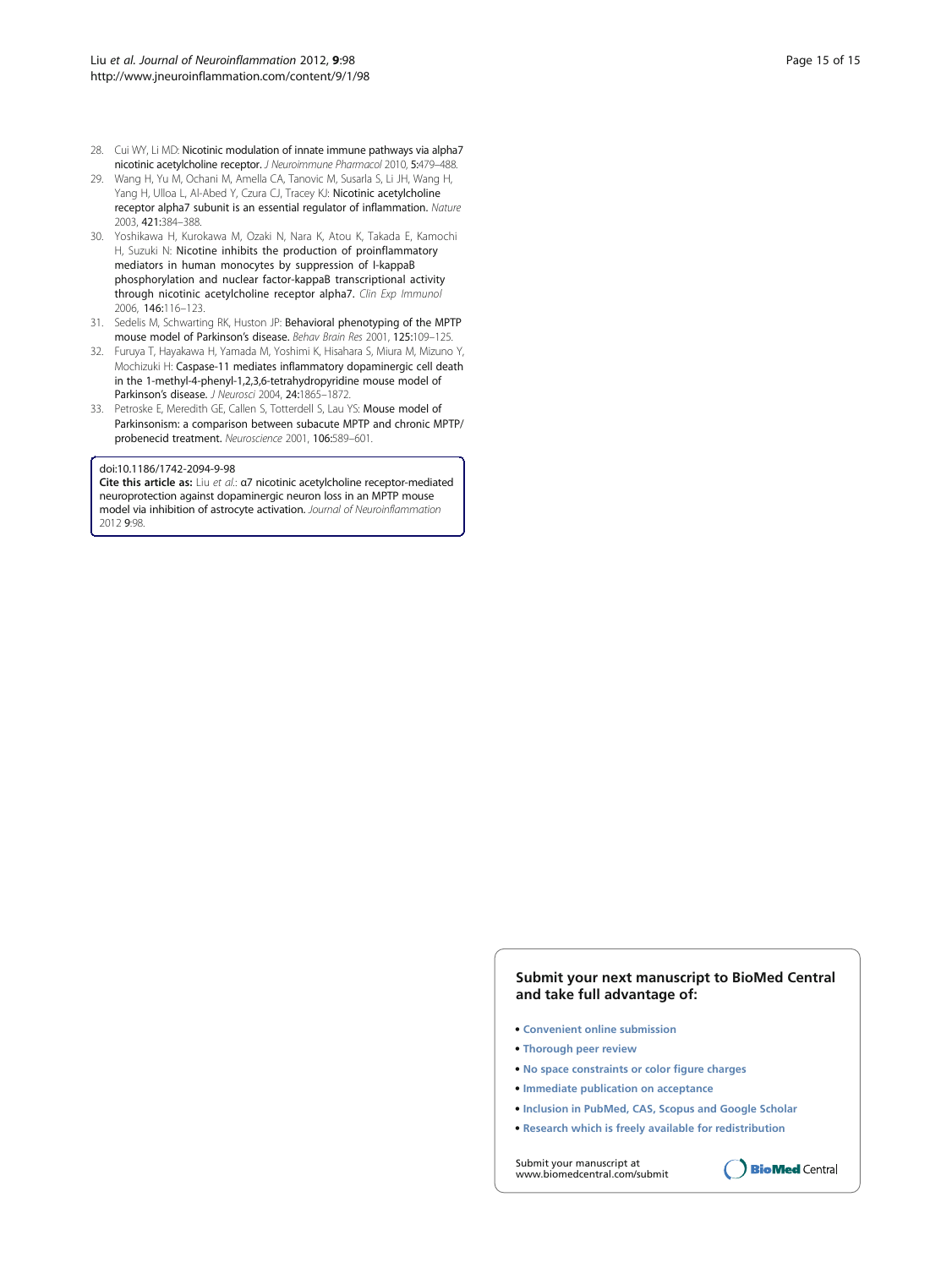28. Cui WY, Li MD: **Nicotinic modulation of innate immune pathways via alpha7 nicotinic acetylcholine receptor.** *J Neuroimmune Pharmacol* 2010, **5:**479–488.
29. Wang H, Yu M, Ochani M, Amella CA, Tanovic M, Susarla S, Li JH, Wang H, Yang H, Ulloa L, Al-Abed Y, Czura CJ, Tracey KJ: **Nicotinic acetylcholine receptor alpha7 subunit is an essential regulator of inflammation.** *Nature* 2003, **421:**384–388.
30. Yoshikawa H, Kurokawa M, Ozaki N, Nara K, Atou K, Takada E, Kamochi H, Suzuki N: **Nicotine inhibits the production of proinflammatory mediators in human monocytes by suppression of I-kappaB phosphorylation and nuclear factor-kappaB transcriptional activity through nicotinic acetylcholine receptor alpha7.** *Clin Exp Immunol* 2006, **146:**116–123.
31. Sedelis M, Schwarting RK, Huston JP: **Behavioral phenotyping of the MPTP mouse model of Parkinson's disease.** *Behav Brain Res* 2001, **125:**109–125.
32. Furuya T, Hayakawa H, Yamada M, Yoshimi K, Hisahara S, Miura M, Mizuno Y, Mochizuki H: **Caspase-11 mediates inflammatory dopaminergic cell death in the 1-methyl-4-phenyl-1,2,3,6-tetrahydropyridine mouse model of Parkinson's disease.** *J Neurosci* 2004, **24:**1865–1872.
33. Petroske E, Meredith GE, Callen S, Totterdell S, Lau YS: **Mouse model of Parkinsonism: a comparison between subacute MPTP and chronic MPTP/probenecid treatment.** *Neuroscience* 2001, **106:**589–601.

doi:10.1186/1742-2094-9-98

**Cite this article as:** Liu *et al.*: α7 nicotinic acetylcholine receptor-mediated neuroprotection against dopaminergic neuron loss in an MPTP mouse model via inhibition of astrocyte activation. *Journal of Neuroinflammation* 2012 **9**:98.

**Submit your next manuscript to BioMed Central and take full advantage of:**

- **Convenient online submission**
- **Thorough peer review**
- **No space constraints or color figure charges**
- **Immediate publication on acceptance**
- **Inclusion in PubMed, CAS, Scopus and Google Scholar**
- **Research which is freely available for redistribution**

Submit your manuscript at www.biomedcentral.com/submit

BioMed Central